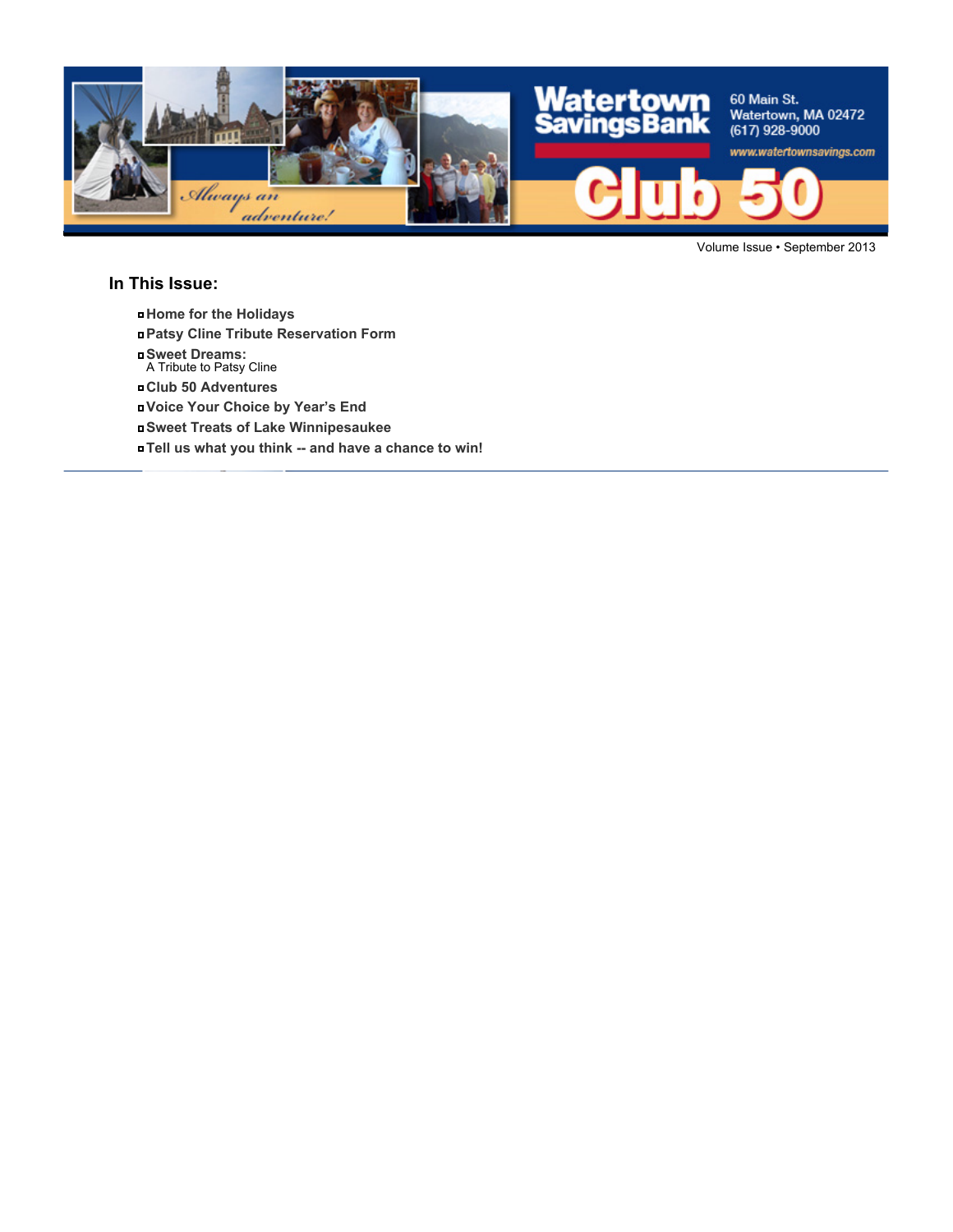Watertown Savings Bank

60 Main St.
Watertown, MA 02472
(617) 928-9000
www.watertownsavings.com

# Club 50

*Always an adventure!*

Volume Issue • September 2013

## In This Issue:

- **Home for the Holidays**
- **Patsy Cline Tribute Reservation Form**
- **Sweet Dreams:**
  A Tribute to Patsy Cline
- **Club 50 Adventures**
- **Voice Your Choice by Year's End**
- **Sweet Treats of Lake Winnipesaukee**
- **Tell us what you think -- and have a chance to win!**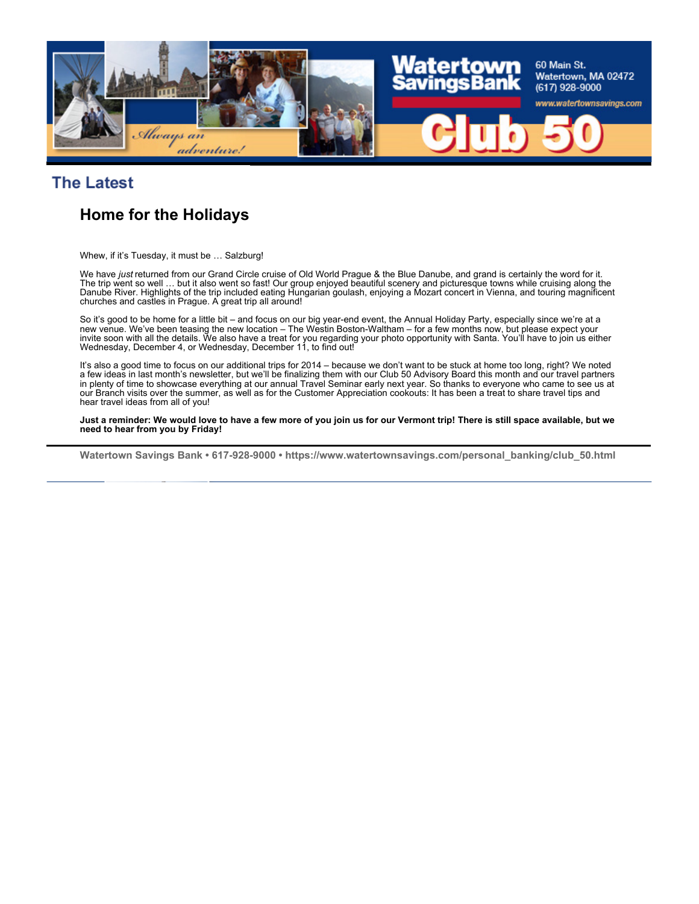## The Latest

### Home for the Holidays

Whew, if it's Tuesday, it must be … Salzburg!

We have *just* returned from our Grand Circle cruise of Old World Prague & the Blue Danube, and grand is certainly the word for it. The trip went so well … but it also went so fast! Our group enjoyed beautiful scenery and picturesque towns while cruising along the Danube River. Highlights of the trip included eating Hungarian goulash, enjoying a Mozart concert in Vienna, and touring magnificent churches and castles in Prague. A great trip all around!

So it's good to be home for a little bit – and focus on our big year-end event, the Annual Holiday Party, especially since we're at a new venue. We've been teasing the new location – The Westin Boston-Waltham – for a few months now, but please expect your invite soon with all the details. We also have a treat for you regarding your photo opportunity with Santa. You'll have to join us either Wednesday, December 4, or Wednesday, December 11, to find out!

It's also a good time to focus on our additional trips for 2014 – because we don't want to be stuck at home too long, right? We noted a few ideas in last month's newsletter, but we'll be finalizing them with our Club 50 Advisory Board this month and our travel partners in plenty of time to showcase everything at our annual Travel Seminar early next year. So thanks to everyone who came to see us at our Branch visits over the summer, as well as for the Customer Appreciation cookouts: It has been a treat to share travel tips and hear travel ideas from all of you!

**Just a reminder: We would love to have a few more of you join us for our Vermont trip! There is still space available, but we need to hear from you by Friday!**

---

**Watertown Savings Bank • 617-928-9000 • https://www.watertownsavings.com/personal_banking/club_50.html**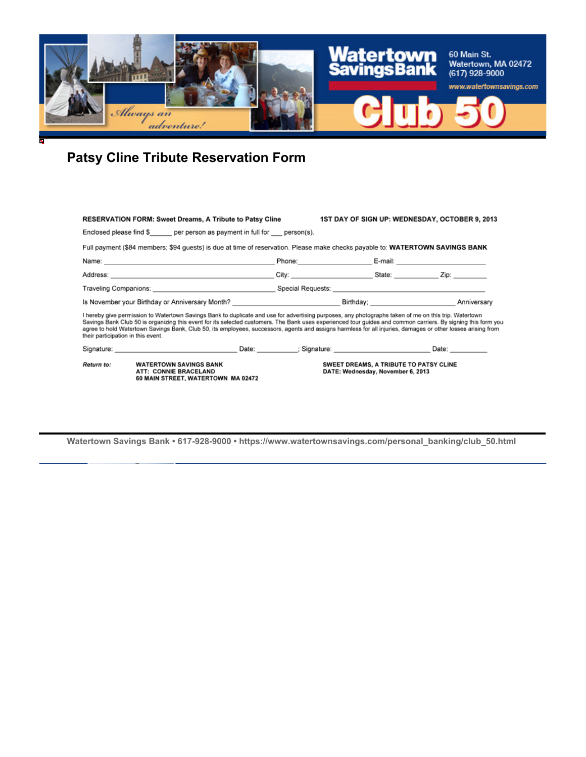Watertown Savings Bank

60 Main St.
Watertown, MA 02472
(617) 928-9000

www.watertownsavings.com

*Always an adventure!*

Club 50

# Patsy Cline Tribute Reservation Form

**RESERVATION FORM: Sweet Dreams, A Tribute to Patsy Cline** **1ST DAY OF SIGN UP: WEDNESDAY, OCTOBER 9, 2013**

Enclosed please find $______ per person as payment in full for ___ person(s).

Full payment ($84 members; $94 guests) is due at time of reservation. Please make checks payable to: **WATERTOWN SAVINGS BANK**

Name: ____________________ Phone: ____________ E-mail: ____________

Address: ____________________ City: ____________ State: ________ Zip: ________

Traveling Companions: ____________________ Special Requests: ____________________

Is November your Birthday or Anniversary Month? ____________________ Birthday; ____________________ Anniversary

I hereby give permission to Watertown Savings Bank to duplicate and use for advertising purposes, any photographs taken of me on this trip. Watertown Savings Bank Club 50 is organizing this event for its selected customers. The Bank uses experienced tour guides and common carriers. By signing this form you agree to hold Watertown Savings Bank, Club 50, its employees, successors, agents and assigns harmless for all injuries, damages or other losses arising from their participation in this event.

Signature: ____________________ Date: __________; Signature: ____________________ Date: __________

***Return to:*** **WATERTOWN SAVINGS BANK**
**ATT: CONNIE BRACELAND**
**60 MAIN STREET, WATERTOWN MA 02472**

**SWEET DREAMS, A TRIBUTE TO PATSY CLINE**
**DATE: Wednesday, November 6, 2013**

**Watertown Savings Bank • 617-928-9000 • https://www.watertownsavings.com/personal_banking/club_50.html**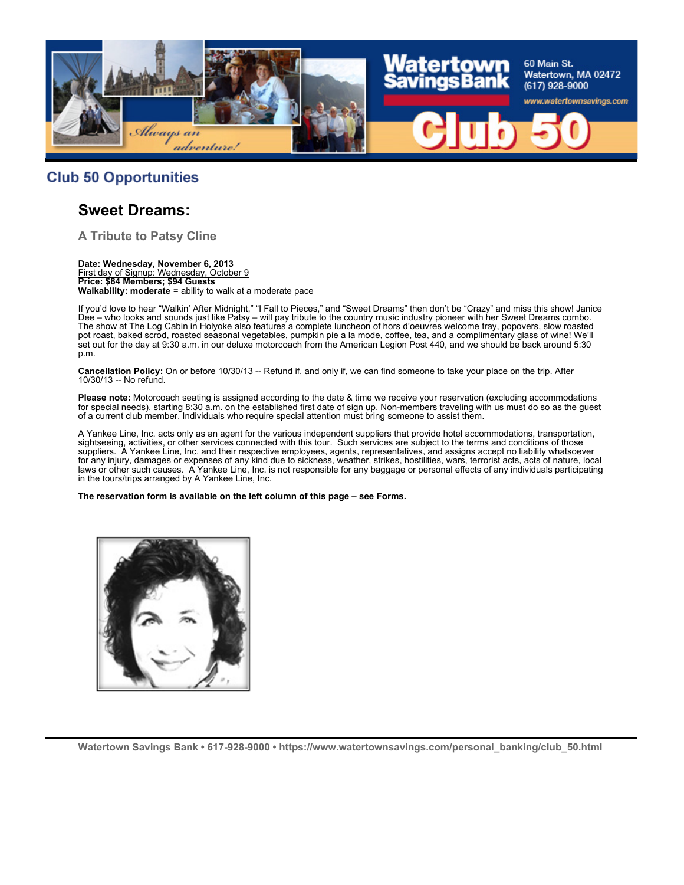## Club 50 Opportunities

### Sweet Dreams:

#### A Tribute to Patsy Cline

**Date: Wednesday, November 6, 2013**
First day of Signup: Wednesday, October 9
**Price: $84 Members; $94 Guests**
**Walkability: moderate** = ability to walk at a moderate pace

If you'd love to hear "Walkin' After Midnight," "I Fall to Pieces," and "Sweet Dreams" then don't be "Crazy" and miss this show! Janice Dee – who looks and sounds just like Patsy – will pay tribute to the country music industry pioneer with her Sweet Dreams combo. The show at The Log Cabin in Holyoke also features a complete luncheon of hors d'oeuvres welcome tray, popovers, slow roasted pot roast, baked scrod, roasted seasonal vegetables, pumpkin pie a la mode, coffee, tea, and a complimentary glass of wine! We'll set out for the day at 9:30 a.m. in our deluxe motorcoach from the American Legion Post 440, and we should be back around 5:30 p.m.

**Cancellation Policy:** On or before 10/30/13 -- Refund if, and only if, we can find someone to take your place on the trip. After 10/30/13 -- No refund.

**Please note:** Motorcoach seating is assigned according to the date & time we receive your reservation (excluding accommodations for special needs), starting 8:30 a.m. on the established first date of sign up. Non-members traveling with us must do so as the guest of a current club member. Individuals who require special attention must bring someone to assist them.

A Yankee Line, Inc. acts only as an agent for the various independent suppliers that provide hotel accommodations, transportation, sightseeing, activities, or other services connected with this tour. Such services are subject to the terms and conditions of those suppliers. A Yankee Line, Inc. and their respective employees, agents, representatives, and assigns accept no liability whatsoever for any injury, damages or expenses of any kind due to sickness, weather, strikes, hostilities, wars, terrorist acts, acts of nature, local laws or other such causes. A Yankee Line, Inc. is not responsible for any baggage or personal effects of any individuals participating in the tours/trips arranged by A Yankee Line, Inc.

**The reservation form is available on the left column of this page – see Forms.**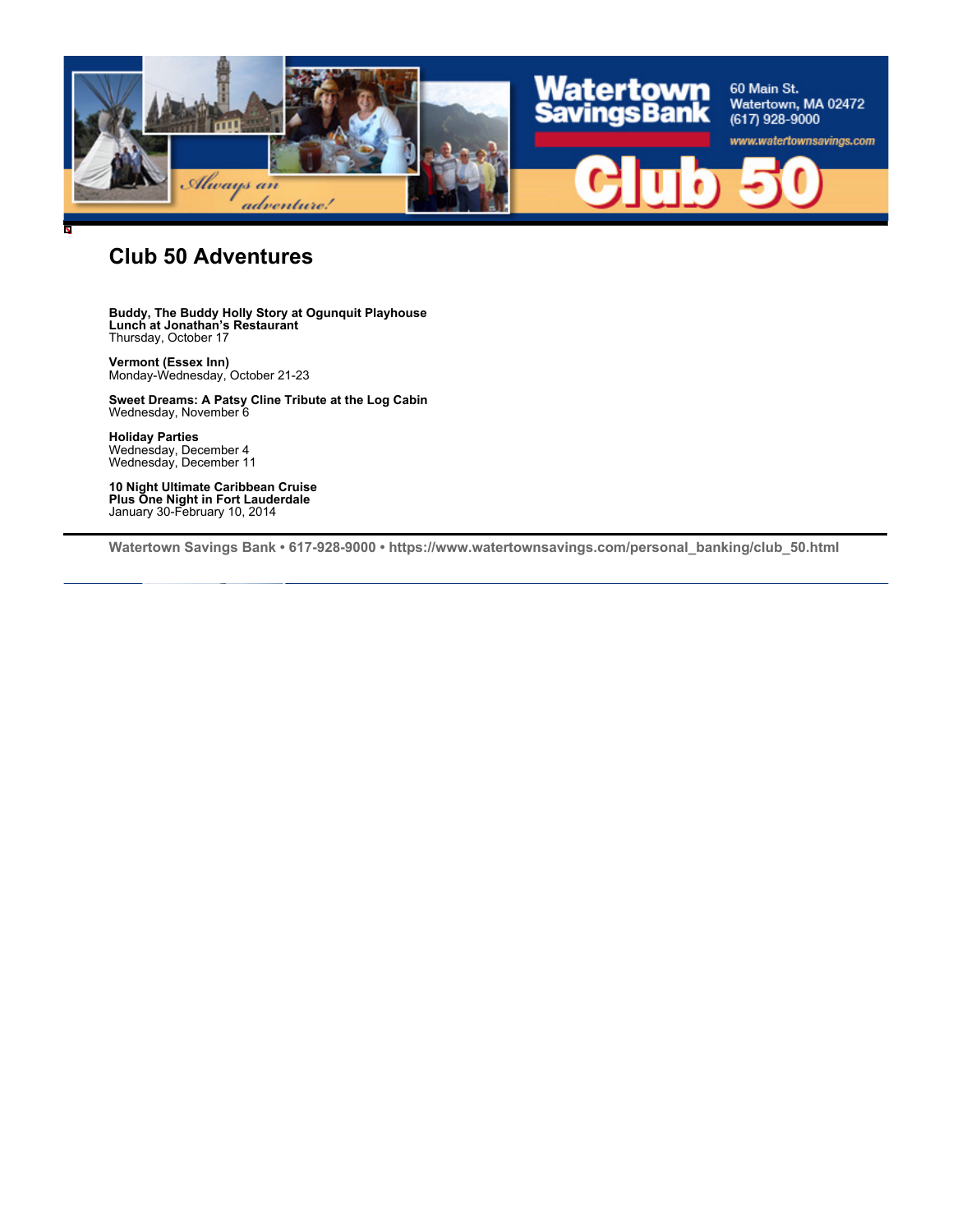# Club 50 Adventures

**Buddy, The Buddy Holly Story at Ogunquit Playhouse**
**Lunch at Jonathan's Restaurant**
Thursday, October 17

**Vermont (Essex Inn)**
Monday-Wednesday, October 21-23

**Sweet Dreams: A Patsy Cline Tribute at the Log Cabin**
Wednesday, November 6

**Holiday Parties**
Wednesday, December 4
Wednesday, December 11

**10 Night Ultimate Caribbean Cruise**
**Plus One Night in Fort Lauderdale**
January 30-February 10, 2014

---

**Watertown Savings Bank • 617-928-9000 • https://www.watertownsavings.com/personal_banking/club_50.html**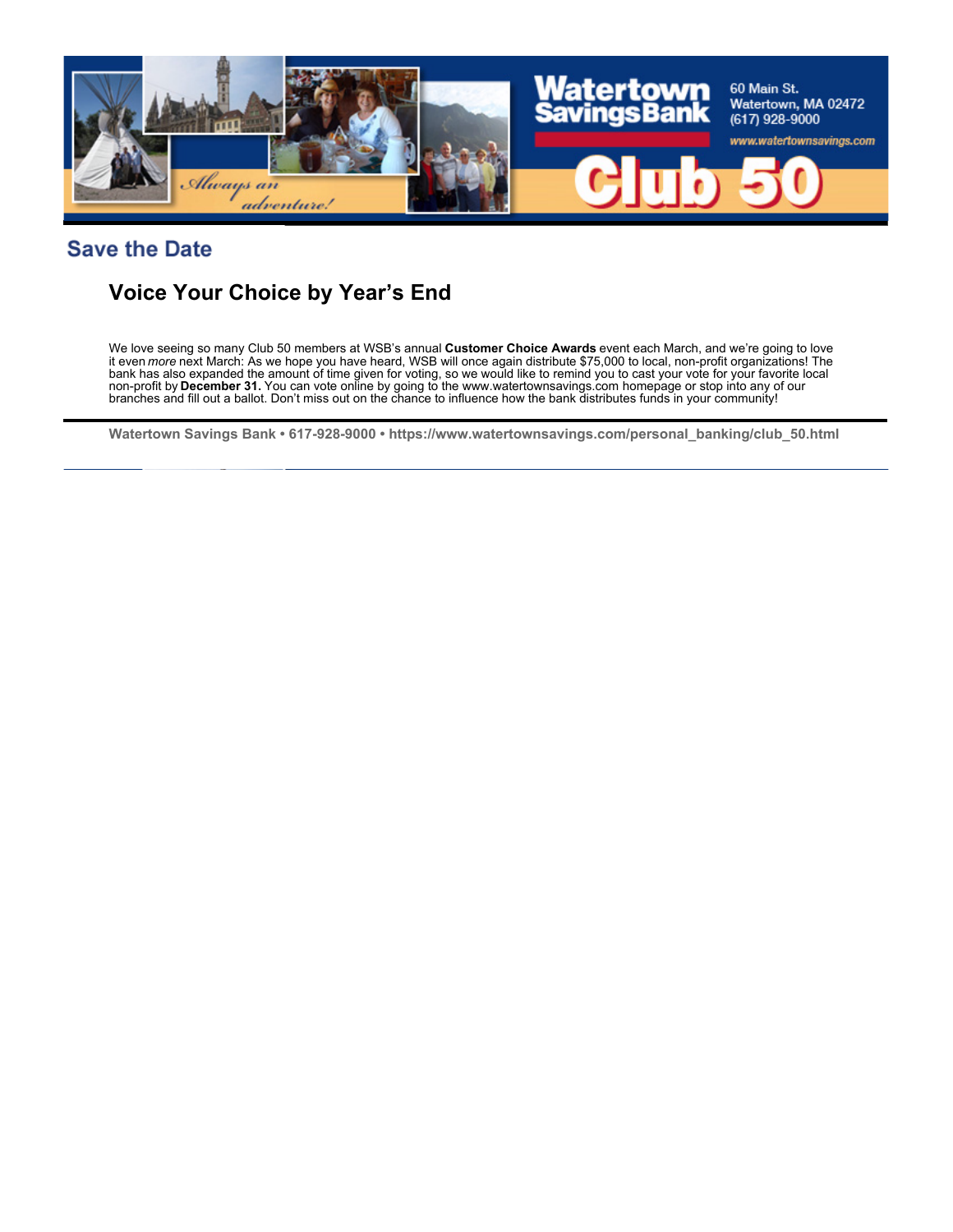## Save the Date

### Voice Your Choice by Year's End

We love seeing so many Club 50 members at WSB's annual **Customer Choice Awards** event each March, and we're going to love it even *more* next March: As we hope you have heard, WSB will once again distribute $75,000 to local, non-profit organizations! The bank has also expanded the amount of time given for voting, so we would like to remind you to cast your vote for your favorite local non-profit by **December 31.** You can vote online by going to the www.watertownsavings.com homepage or stop into any of our branches and fill out a ballot. Don't miss out on the chance to influence how the bank distributes funds in your community!

**Watertown Savings Bank • 617-928-9000 • https://www.watertownsavings.com/personal_banking/club_50.html**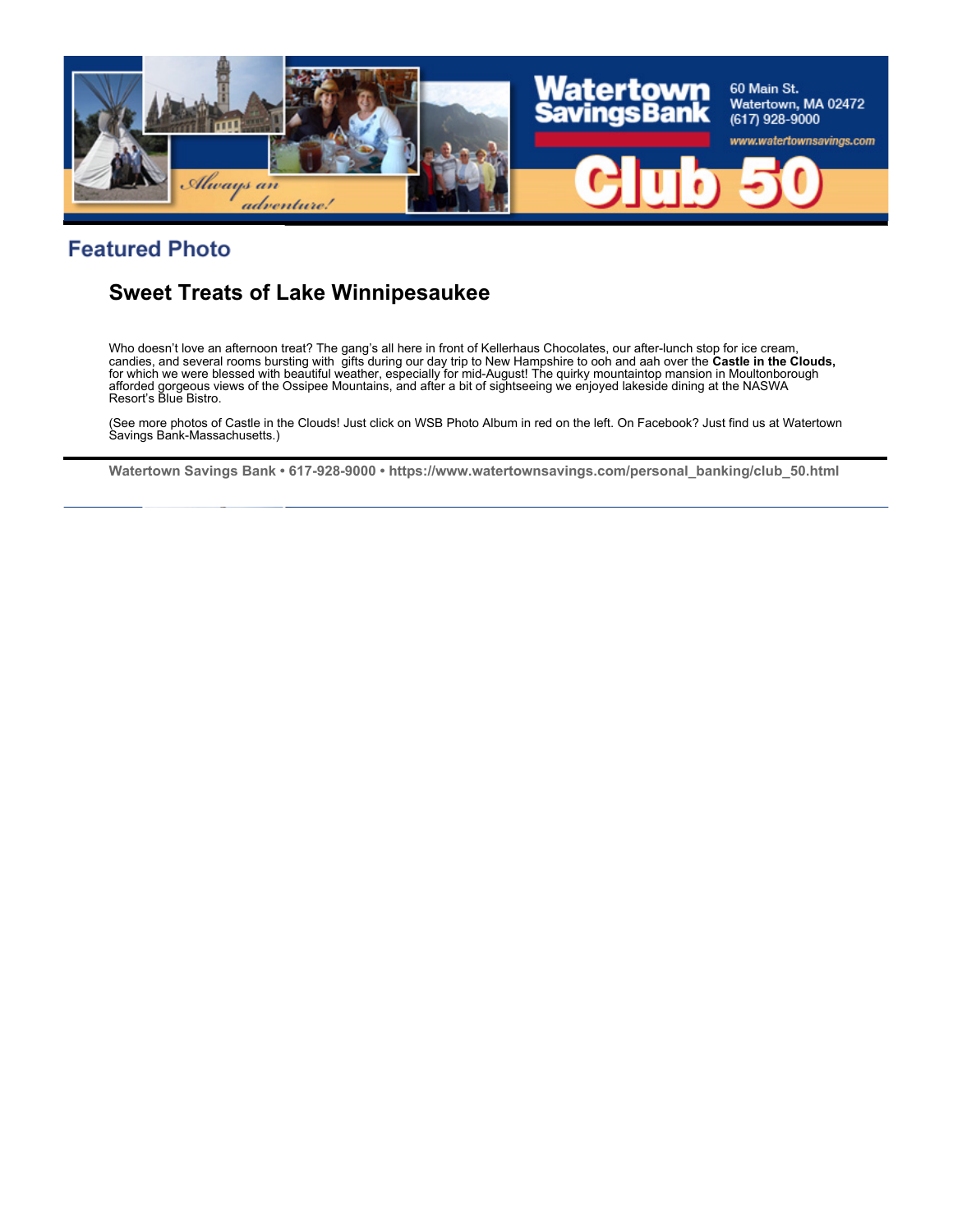## Featured Photo

### Sweet Treats of Lake Winnipesaukee

Who doesn't love an afternoon treat? The gang's all here in front of Kellerhaus Chocolates, our after-lunch stop for ice cream, candies, and several rooms bursting with gifts during our day trip to New Hampshire to ooh and aah over the **Castle in the Clouds,** for which we were blessed with beautiful weather, especially for mid-August! The quirky mountaintop mansion in Moultonborough afforded gorgeous views of the Ossipee Mountains, and after a bit of sightseeing we enjoyed lakeside dining at the NASWA Resort's Blue Bistro.

(See more photos of Castle in the Clouds! Just click on WSB Photo Album in red on the left. On Facebook? Just find us at Watertown Savings Bank-Massachusetts.)

**Watertown Savings Bank • 617-928-9000 • https://www.watertownsavings.com/personal_banking/club_50.html**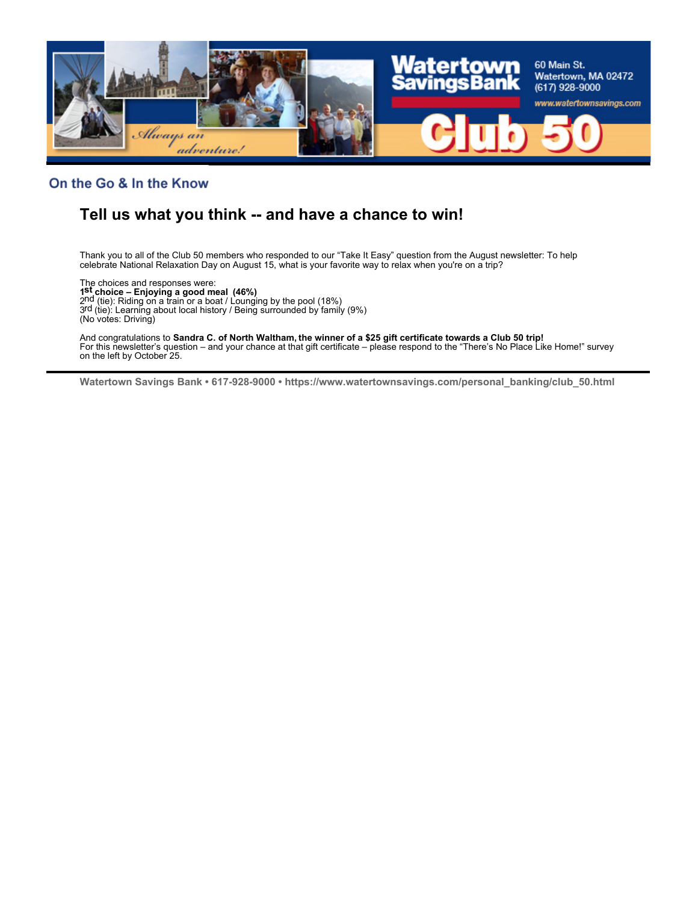Watertown Savings Bank

60 Main St.
Watertown, MA 02472
(617) 928-9000

www.watertownsavings.com

*Always an adventure!*

Club 50

## On the Go & In the Know

# Tell us what you think -- and have a chance to win!

Thank you to all of the Club 50 members who responded to our "Take It Easy" question from the August newsletter: To help celebrate National Relaxation Day on August 15, what is your favorite way to relax when you're on a trip?

The choices and responses were:
**1st choice – Enjoying a good meal (46%)**
2nd (tie): Riding on a train or a boat / Lounging by the pool (18%)
3rd (tie): Learning about local history / Being surrounded by family (9%)
(No votes: Driving)

And congratulations to **Sandra C. of North Waltham, the winner of a $25 gift certificate towards a Club 50 trip!**
For this newsletter's question – and your chance at that gift certificate – please respond to the "There's No Place Like Home!" survey on the left by October 25.

**Watertown Savings Bank • 617-928-9000 • https://www.watertownsavings.com/personal_banking/club_50.html**